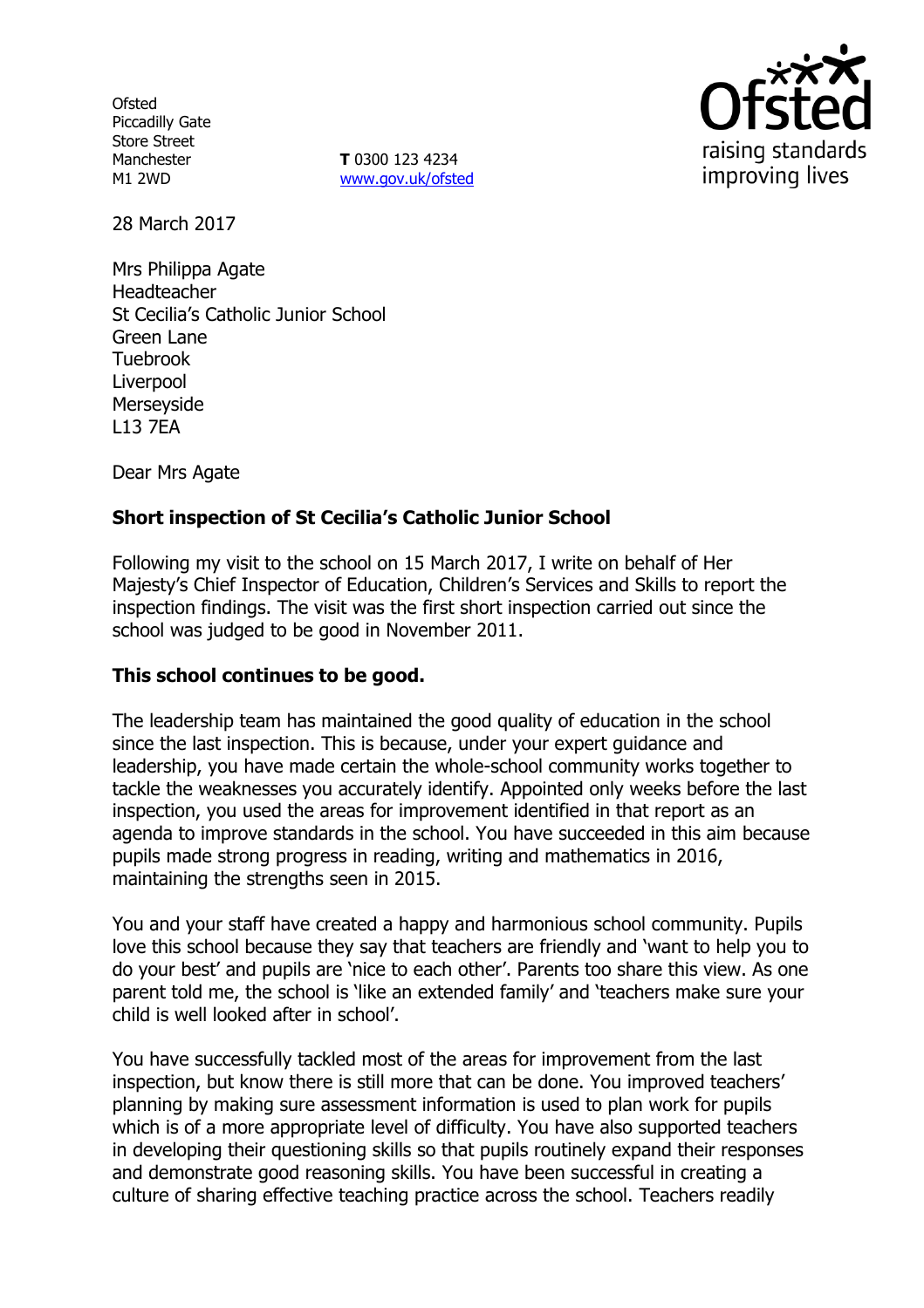Ofsted
Piccadilly Gate
Store Street
Manchester
M1 2WD

**T** 0300 123 4234
www.gov.uk/ofsted

28 March 2017

Mrs Philippa Agate
Headteacher
St Cecilia's Catholic Junior School
Green Lane
Tuebrook
Liverpool
Merseyside
L13 7EA

Dear Mrs Agate

**Short inspection of St Cecilia's Catholic Junior School**

Following my visit to the school on 15 March 2017, I write on behalf of Her Majesty's Chief Inspector of Education, Children's Services and Skills to report the inspection findings. The visit was the first short inspection carried out since the school was judged to be good in November 2011.

**This school continues to be good.**

The leadership team has maintained the good quality of education in the school since the last inspection. This is because, under your expert guidance and leadership, you have made certain the whole-school community works together to tackle the weaknesses you accurately identify. Appointed only weeks before the last inspection, you used the areas for improvement identified in that report as an agenda to improve standards in the school. You have succeeded in this aim because pupils made strong progress in reading, writing and mathematics in 2016, maintaining the strengths seen in 2015.

You and your staff have created a happy and harmonious school community. Pupils love this school because they say that teachers are friendly and 'want to help you to do your best' and pupils are 'nice to each other'. Parents too share this view. As one parent told me, the school is 'like an extended family' and 'teachers make sure your child is well looked after in school'.

You have successfully tackled most of the areas for improvement from the last inspection, but know there is still more that can be done. You improved teachers' planning by making sure assessment information is used to plan work for pupils which is of a more appropriate level of difficulty. You have also supported teachers in developing their questioning skills so that pupils routinely expand their responses and demonstrate good reasoning skills. You have been successful in creating a culture of sharing effective teaching practice across the school. Teachers readily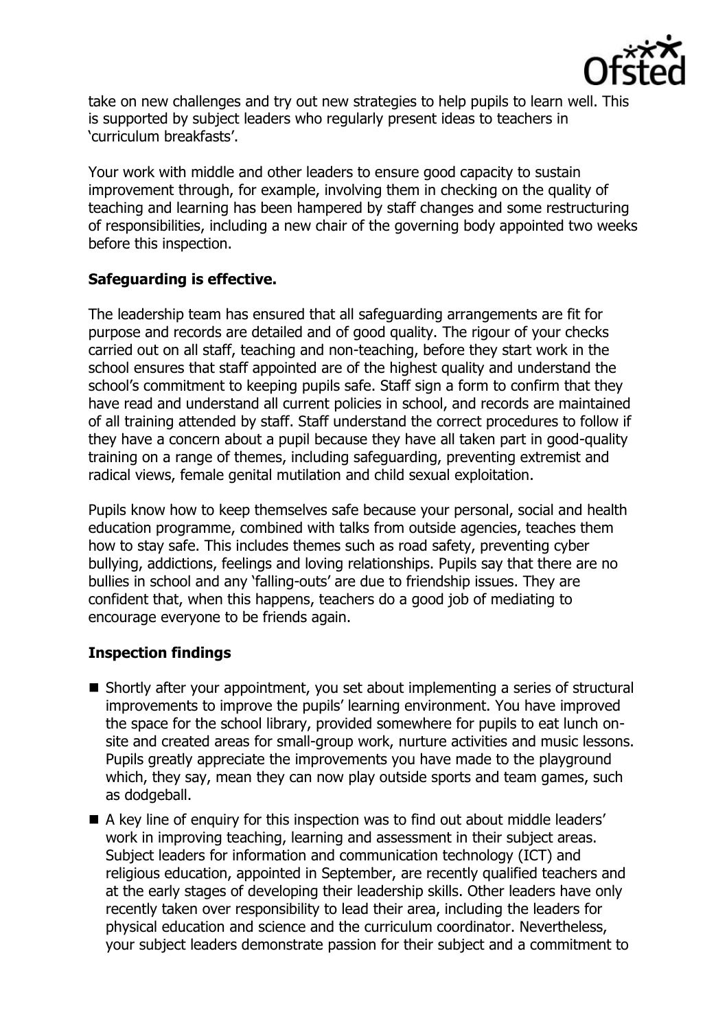take on new challenges and try out new strategies to help pupils to learn well. This is supported by subject leaders who regularly present ideas to teachers in 'curriculum breakfasts'.

Your work with middle and other leaders to ensure good capacity to sustain improvement through, for example, involving them in checking on the quality of teaching and learning has been hampered by staff changes and some restructuring of responsibilities, including a new chair of the governing body appointed two weeks before this inspection.

## Safeguarding is effective.

The leadership team has ensured that all safeguarding arrangements are fit for purpose and records are detailed and of good quality. The rigour of your checks carried out on all staff, teaching and non-teaching, before they start work in the school ensures that staff appointed are of the highest quality and understand the school's commitment to keeping pupils safe. Staff sign a form to confirm that they have read and understand all current policies in school, and records are maintained of all training attended by staff. Staff understand the correct procedures to follow if they have a concern about a pupil because they have all taken part in good-quality training on a range of themes, including safeguarding, preventing extremist and radical views, female genital mutilation and child sexual exploitation.

Pupils know how to keep themselves safe because your personal, social and health education programme, combined with talks from outside agencies, teaches them how to stay safe. This includes themes such as road safety, preventing cyber bullying, addictions, feelings and loving relationships. Pupils say that there are no bullies in school and any 'falling-outs' are due to friendship issues. They are confident that, when this happens, teachers do a good job of mediating to encourage everyone to be friends again.

## Inspection findings

- Shortly after your appointment, you set about implementing a series of structural improvements to improve the pupils' learning environment. You have improved the space for the school library, provided somewhere for pupils to eat lunch on-site and created areas for small-group work, nurture activities and music lessons. Pupils greatly appreciate the improvements you have made to the playground which, they say, mean they can now play outside sports and team games, such as dodgeball.
- A key line of enquiry for this inspection was to find out about middle leaders' work in improving teaching, learning and assessment in their subject areas. Subject leaders for information and communication technology (ICT) and religious education, appointed in September, are recently qualified teachers and at the early stages of developing their leadership skills. Other leaders have only recently taken over responsibility to lead their area, including the leaders for physical education and science and the curriculum coordinator. Nevertheless, your subject leaders demonstrate passion for their subject and a commitment to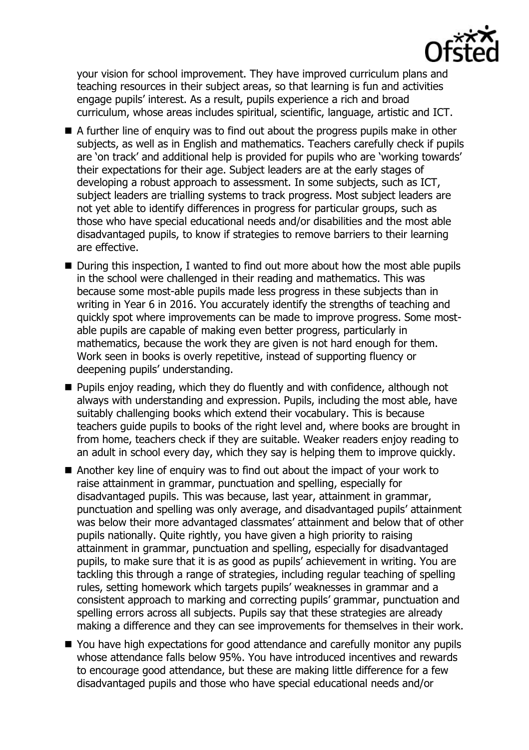your vision for school improvement. They have improved curriculum plans and teaching resources in their subject areas, so that learning is fun and activities engage pupils' interest. As a result, pupils experience a rich and broad curriculum, whose areas includes spiritual, scientific, language, artistic and ICT.

- A further line of enquiry was to find out about the progress pupils make in other subjects, as well as in English and mathematics. Teachers carefully check if pupils are 'on track' and additional help is provided for pupils who are 'working towards' their expectations for their age. Subject leaders are at the early stages of developing a robust approach to assessment. In some subjects, such as ICT, subject leaders are trialling systems to track progress. Most subject leaders are not yet able to identify differences in progress for particular groups, such as those who have special educational needs and/or disabilities and the most able disadvantaged pupils, to know if strategies to remove barriers to their learning are effective.
- During this inspection, I wanted to find out more about how the most able pupils in the school were challenged in their reading and mathematics. This was because some most-able pupils made less progress in these subjects than in writing in Year 6 in 2016. You accurately identify the strengths of teaching and quickly spot where improvements can be made to improve progress. Some most-able pupils are capable of making even better progress, particularly in mathematics, because the work they are given is not hard enough for them. Work seen in books is overly repetitive, instead of supporting fluency or deepening pupils' understanding.
- Pupils enjoy reading, which they do fluently and with confidence, although not always with understanding and expression. Pupils, including the most able, have suitably challenging books which extend their vocabulary. This is because teachers guide pupils to books of the right level and, where books are brought in from home, teachers check if they are suitable. Weaker readers enjoy reading to an adult in school every day, which they say is helping them to improve quickly.
- Another key line of enquiry was to find out about the impact of your work to raise attainment in grammar, punctuation and spelling, especially for disadvantaged pupils. This was because, last year, attainment in grammar, punctuation and spelling was only average, and disadvantaged pupils' attainment was below their more advantaged classmates' attainment and below that of other pupils nationally. Quite rightly, you have given a high priority to raising attainment in grammar, punctuation and spelling, especially for disadvantaged pupils, to make sure that it is as good as pupils' achievement in writing. You are tackling this through a range of strategies, including regular teaching of spelling rules, setting homework which targets pupils' weaknesses in grammar and a consistent approach to marking and correcting pupils' grammar, punctuation and spelling errors across all subjects. Pupils say that these strategies are already making a difference and they can see improvements for themselves in their work.
- You have high expectations for good attendance and carefully monitor any pupils whose attendance falls below 95%. You have introduced incentives and rewards to encourage good attendance, but these are making little difference for a few disadvantaged pupils and those who have special educational needs and/or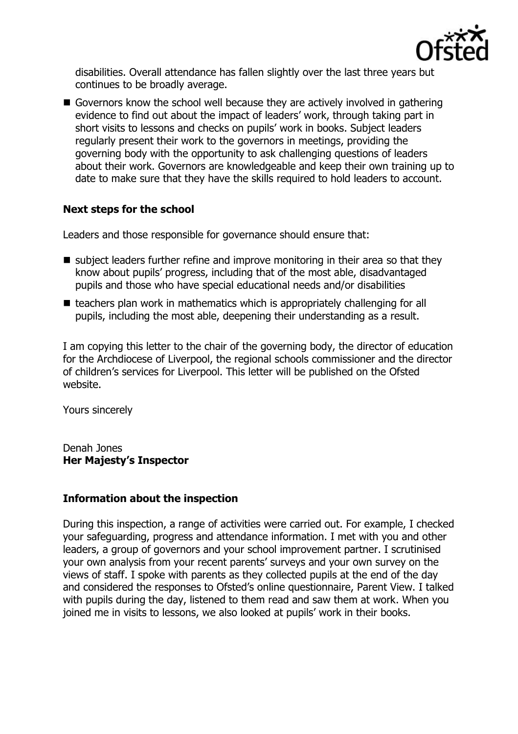disabilities. Overall attendance has fallen slightly over the last three years but continues to be broadly average.

- Governors know the school well because they are actively involved in gathering evidence to find out about the impact of leaders' work, through taking part in short visits to lessons and checks on pupils' work in books. Subject leaders regularly present their work to the governors in meetings, providing the governing body with the opportunity to ask challenging questions of leaders about their work. Governors are knowledgeable and keep their own training up to date to make sure that they have the skills required to hold leaders to account.

### Next steps for the school

Leaders and those responsible for governance should ensure that:

- subject leaders further refine and improve monitoring in their area so that they know about pupils' progress, including that of the most able, disadvantaged pupils and those who have special educational needs and/or disabilities
- teachers plan work in mathematics which is appropriately challenging for all pupils, including the most able, deepening their understanding as a result.

I am copying this letter to the chair of the governing body, the director of education for the Archdiocese of Liverpool, the regional schools commissioner and the director of children's services for Liverpool. This letter will be published on the Ofsted website.

Yours sincerely

Denah Jones
**Her Majesty's Inspector**

### Information about the inspection

During this inspection, a range of activities were carried out. For example, I checked your safeguarding, progress and attendance information. I met with you and other leaders, a group of governors and your school improvement partner. I scrutinised your own analysis from your recent parents' surveys and your own survey on the views of staff. I spoke with parents as they collected pupils at the end of the day and considered the responses to Ofsted's online questionnaire, Parent View. I talked with pupils during the day, listened to them read and saw them at work. When you joined me in visits to lessons, we also looked at pupils' work in their books.